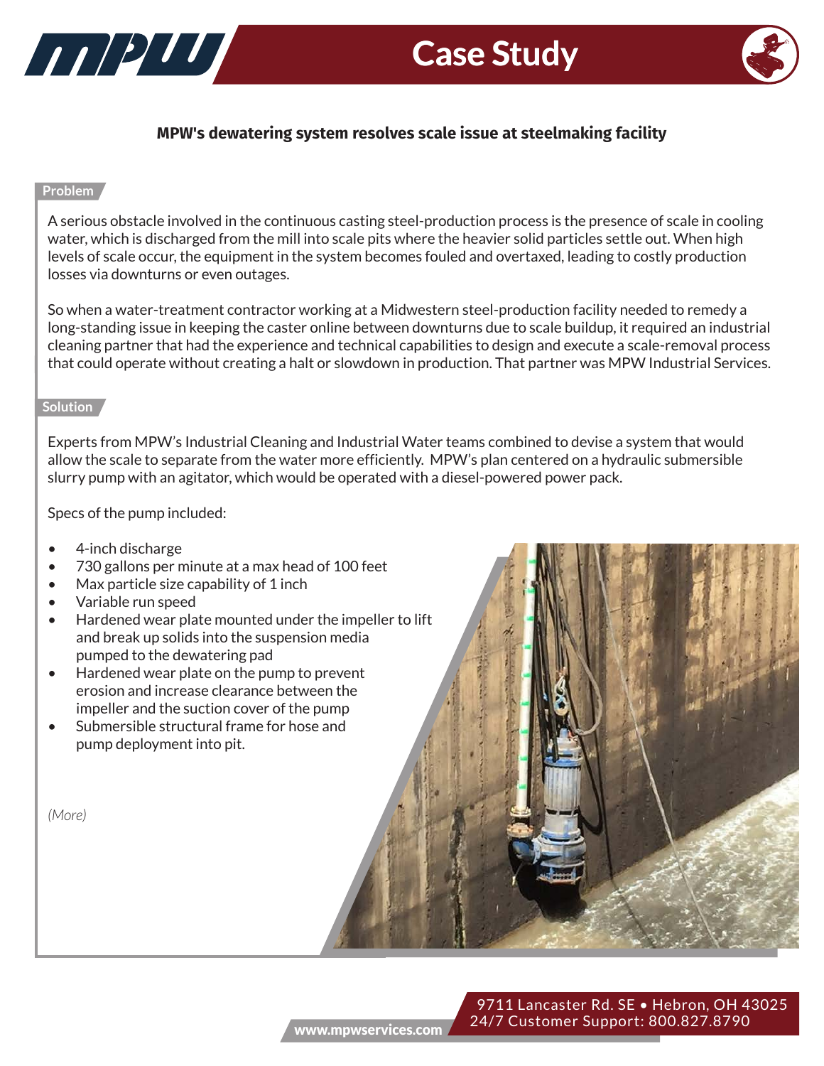# Case Study

**MPW's dewatering system resolves scale issue at steelmaking facility**

## Problem

A serious obstacle involved in the continuous casting steel-production process is the presence of scale in cooling water, which is discharged from the mill into scale pits where the heavier solid particles settle out. When high levels of scale occur, the equipment in the system becomes fouled and overtaxed, leading to costly production losses via downturns or even outages.

So when a water-treatment contractor working at a Midwestern steel-production facility needed to remedy a long-standing issue in keeping the caster online between downturns due to scale buildup, it required an industrial cleaning partner that had the experience and technical capabilities to design and execute a scale-removal process that could operate without creating a halt or slowdown in production. That partner was MPW Industrial Services.

## Solution

Experts from MPW's Industrial Cleaning and Industrial Water teams combined to devise a system that would allow the scale to separate from the water more efficiently. MPW's plan centered on a hydraulic submersible slurry pump with an agitator, which would be operated with a diesel-powered power pack.

Specs of the pump included:

- 4-inch discharge
- 730 gallons per minute at a max head of 100 feet
- Max particle size capability of 1 inch
- Variable run speed
- Hardened wear plate mounted under the impeller to lift and break up solids into the suspension media pumped to the dewatering pad
- Hardened wear plate on the pump to prevent erosion and increase clearance between the impeller and the suction cover of the pump
- Submersible structural frame for hose and pump deployment into pit.

*(More)*

www.mpwservices.com

9711 Lancaster Rd. SE • Hebron, OH 43025
24/7 Customer Support: 800.827.8790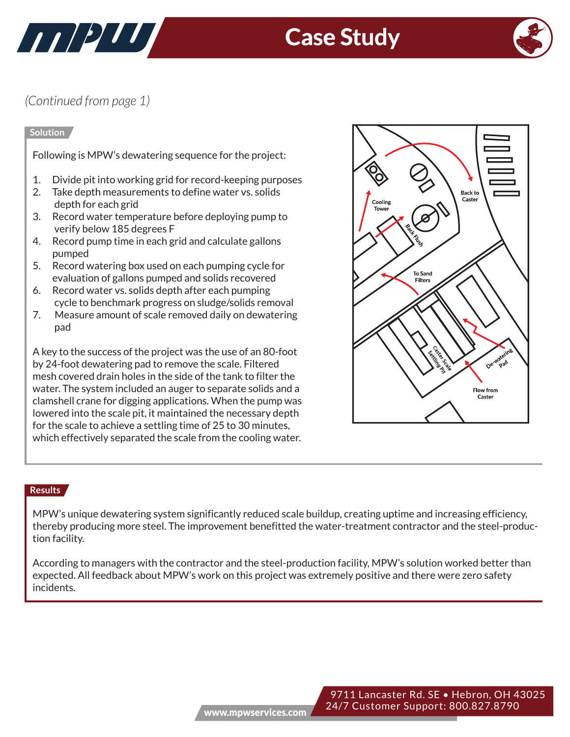# Case Study

*(Continued from page 1)*

## Solution

Following is MPW's dewatering sequence for the project:

1. Divide pit into working grid for record-keeping purposes
2. Take depth measurements to define water vs. solids depth for each grid
3. Record water temperature before deploying pump to verify below 185 degrees F
4. Record pump time in each grid and calculate gallons pumped
5. Record watering box used on each pumping cycle for evaluation of gallons pumped and solids recovered
6. Record water vs. solids depth after each pumping cycle to benchmark progress on sludge/solids removal
7. Measure amount of scale removed daily on dewatering pad

A key to the success of the project was the use of an 80-foot by 24-foot dewatering pad to remove the scale. Filtered mesh covered drain holes in the side of the tank to filter the water. The system included an auger to separate solids and a clamshell crane for digging applications. When the pump was lowered into the scale pit, it maintained the necessary depth for the scale to achieve a settling time of 25 to 30 minutes, which effectively separated the scale from the cooling water.

Cooling Tower

Back to Caster

Back Flush

To Sand Filters

Caster Scale Settling Pit

De-watering Pad

Flow from Caster

## Results

MPW's unique dewatering system significantly reduced scale buildup, creating uptime and increasing efficiency, thereby producing more steel. The improvement benefitted the water-treatment contractor and the steel-production facility.

According to managers with the contractor and the steel-production facility, MPW's solution worked better than expected. All feedback about MPW's work on this project was extremely positive and there were zero safety incidents.

www.mpwservices.com

9711 Lancaster Rd. SE • Hebron, OH 43025
24/7 Customer Support: 800.827.8790